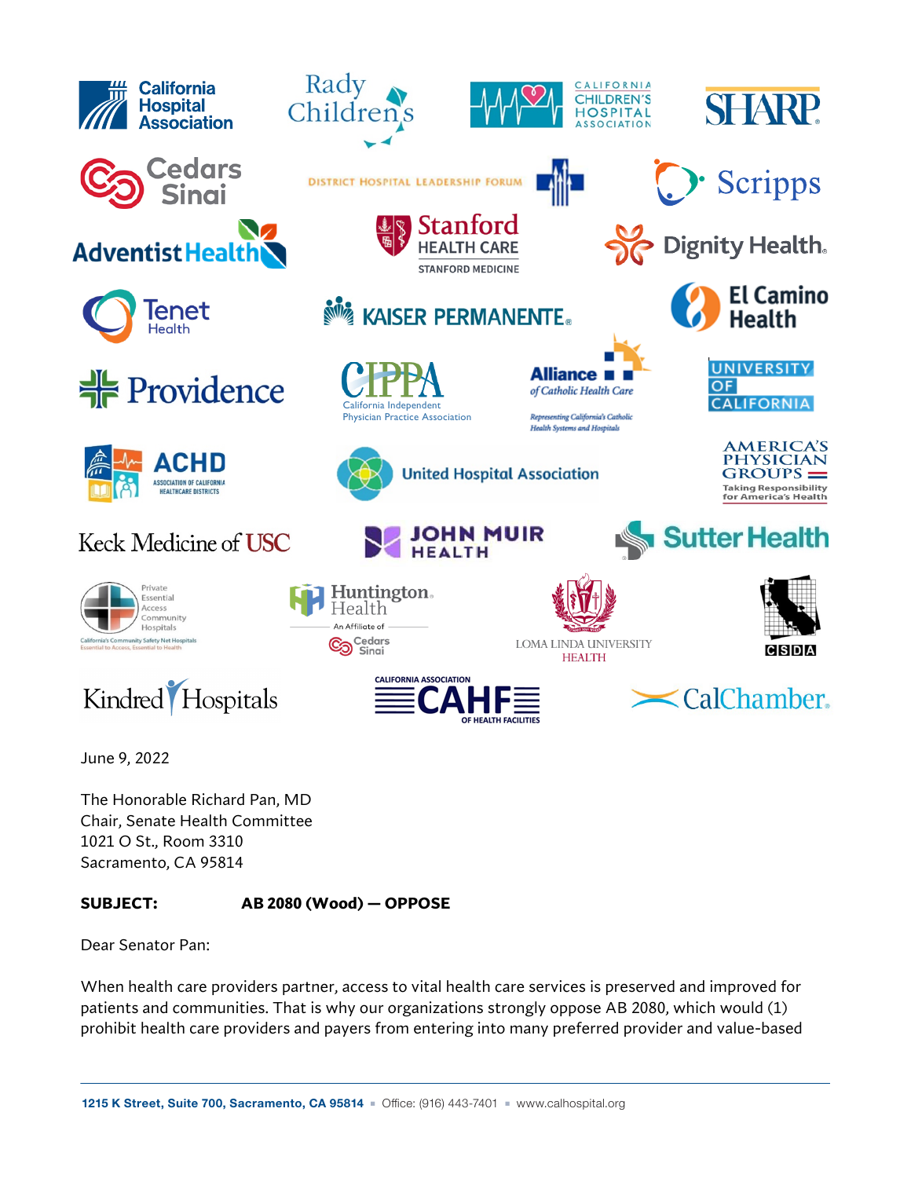California Hospital Association

Rady Children's

California Children's Hospital Association

Sharp

Cedars Sinai

District Hospital Leadership Forum

Scripps

Adventist Health

Stanford Health Care – Stanford Medicine

Dignity Health

Tenet Health

Kaiser Permanente

El Camino Health

Providence

CIPPA – California Independent Physician Practice Association

Alliance of Catholic Health Care – Representing California's Catholic Health Systems and Hospitals

University of California

ACHD – Association of California Healthcare Districts

United Hospital Association

America's Physician Groups – Taking Responsibility for America's Health

Keck Medicine of USC

John Muir Health

Sutter Health

Private Essential Access Community Hospitals – California's Community Safety Net Hospitals – Essential to Access, Essential to Health

Huntington Health – An Affiliate of Cedars Sinai

Loma Linda University Health

CSDA

Kindred Hospitals

California Association of Health Facilities – CAHF

CalChamber

June 9, 2022

The Honorable Richard Pan, MD
Chair, Senate Health Committee
1021 O St., Room 3310
Sacramento, CA 95814

**SUBJECT: AB 2080 (Wood) — OPPOSE**

Dear Senator Pan:

When health care providers partner, access to vital health care services is preserved and improved for patients and communities. That is why our organizations strongly oppose AB 2080, which would (1) prohibit health care providers and payers from entering into many preferred provider and value-based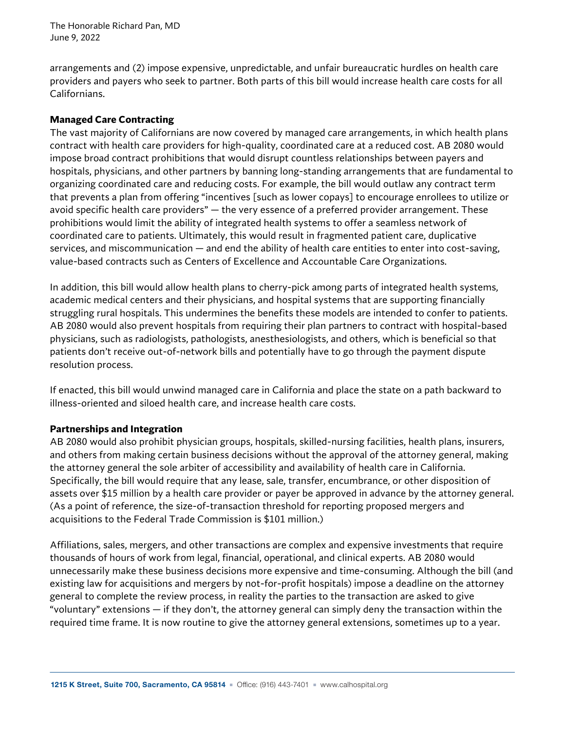arrangements and (2) impose expensive, unpredictable, and unfair bureaucratic hurdles on health care providers and payers who seek to partner. Both parts of this bill would increase health care costs for all Californians.

**Managed Care Contracting**

The vast majority of Californians are now covered by managed care arrangements, in which health plans contract with health care providers for high-quality, coordinated care at a reduced cost. AB 2080 would impose broad contract prohibitions that would disrupt countless relationships between payers and hospitals, physicians, and other partners by banning long-standing arrangements that are fundamental to organizing coordinated care and reducing costs. For example, the bill would outlaw any contract term that prevents a plan from offering "incentives [such as lower copays] to encourage enrollees to utilize or avoid specific health care providers" — the very essence of a preferred provider arrangement. These prohibitions would limit the ability of integrated health systems to offer a seamless network of coordinated care to patients. Ultimately, this would result in fragmented patient care, duplicative services, and miscommunication — and end the ability of health care entities to enter into cost-saving, value-based contracts such as Centers of Excellence and Accountable Care Organizations.

In addition, this bill would allow health plans to cherry-pick among parts of integrated health systems, academic medical centers and their physicians, and hospital systems that are supporting financially struggling rural hospitals. This undermines the benefits these models are intended to confer to patients. AB 2080 would also prevent hospitals from requiring their plan partners to contract with hospital-based physicians, such as radiologists, pathologists, anesthesiologists, and others, which is beneficial so that patients don't receive out-of-network bills and potentially have to go through the payment dispute resolution process.

If enacted, this bill would unwind managed care in California and place the state on a path backward to illness-oriented and siloed health care, and increase health care costs.

**Partnerships and Integration**

AB 2080 would also prohibit physician groups, hospitals, skilled-nursing facilities, health plans, insurers, and others from making certain business decisions without the approval of the attorney general, making the attorney general the sole arbiter of accessibility and availability of health care in California. Specifically, the bill would require that any lease, sale, transfer, encumbrance, or other disposition of assets over $15 million by a health care provider or payer be approved in advance by the attorney general. (As a point of reference, the size-of-transaction threshold for reporting proposed mergers and acquisitions to the Federal Trade Commission is $101 million.)

Affiliations, sales, mergers, and other transactions are complex and expensive investments that require thousands of hours of work from legal, financial, operational, and clinical experts. AB 2080 would unnecessarily make these business decisions more expensive and time-consuming. Although the bill (and existing law for acquisitions and mergers by not-for-profit hospitals) impose a deadline on the attorney general to complete the review process, in reality the parties to the transaction are asked to give "voluntary" extensions — if they don't, the attorney general can simply deny the transaction within the required time frame. It is now routine to give the attorney general extensions, sometimes up to a year.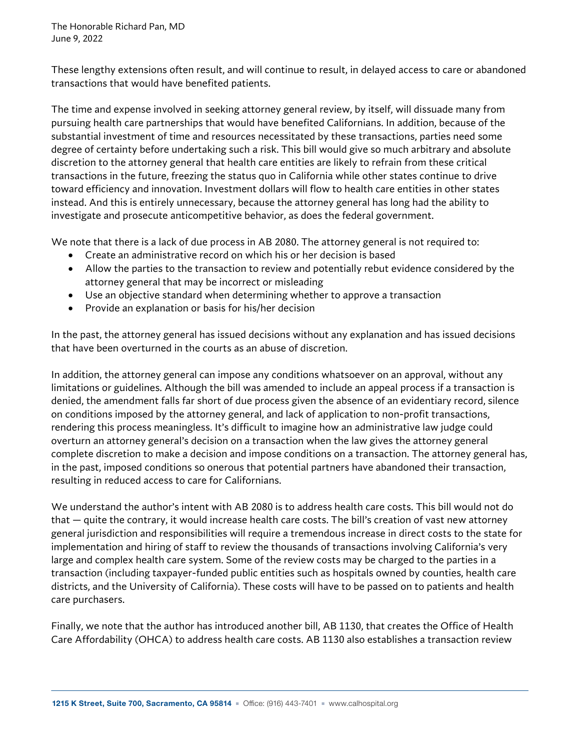These lengthy extensions often result, and will continue to result, in delayed access to care or abandoned transactions that would have benefited patients.

The time and expense involved in seeking attorney general review, by itself, will dissuade many from pursuing health care partnerships that would have benefited Californians. In addition, because of the substantial investment of time and resources necessitated by these transactions, parties need some degree of certainty before undertaking such a risk. This bill would give so much arbitrary and absolute discretion to the attorney general that health care entities are likely to refrain from these critical transactions in the future, freezing the status quo in California while other states continue to drive toward efficiency and innovation. Investment dollars will flow to health care entities in other states instead. And this is entirely unnecessary, because the attorney general has long had the ability to investigate and prosecute anticompetitive behavior, as does the federal government.

We note that there is a lack of due process in AB 2080. The attorney general is not required to:

- Create an administrative record on which his or her decision is based
- Allow the parties to the transaction to review and potentially rebut evidence considered by the attorney general that may be incorrect or misleading
- Use an objective standard when determining whether to approve a transaction
- Provide an explanation or basis for his/her decision

In the past, the attorney general has issued decisions without any explanation and has issued decisions that have been overturned in the courts as an abuse of discretion.

In addition, the attorney general can impose any conditions whatsoever on an approval, without any limitations or guidelines. Although the bill was amended to include an appeal process if a transaction is denied, the amendment falls far short of due process given the absence of an evidentiary record, silence on conditions imposed by the attorney general, and lack of application to non-profit transactions, rendering this process meaningless. It's difficult to imagine how an administrative law judge could overturn an attorney general's decision on a transaction when the law gives the attorney general complete discretion to make a decision and impose conditions on a transaction. The attorney general has, in the past, imposed conditions so onerous that potential partners have abandoned their transaction, resulting in reduced access to care for Californians.

We understand the author's intent with AB 2080 is to address health care costs. This bill would not do that — quite the contrary, it would increase health care costs. The bill's creation of vast new attorney general jurisdiction and responsibilities will require a tremendous increase in direct costs to the state for implementation and hiring of staff to review the thousands of transactions involving California's very large and complex health care system. Some of the review costs may be charged to the parties in a transaction (including taxpayer-funded public entities such as hospitals owned by counties, health care districts, and the University of California). These costs will have to be passed on to patients and health care purchasers.

Finally, we note that the author has introduced another bill, AB 1130, that creates the Office of Health Care Affordability (OHCA) to address health care costs. AB 1130 also establishes a transaction review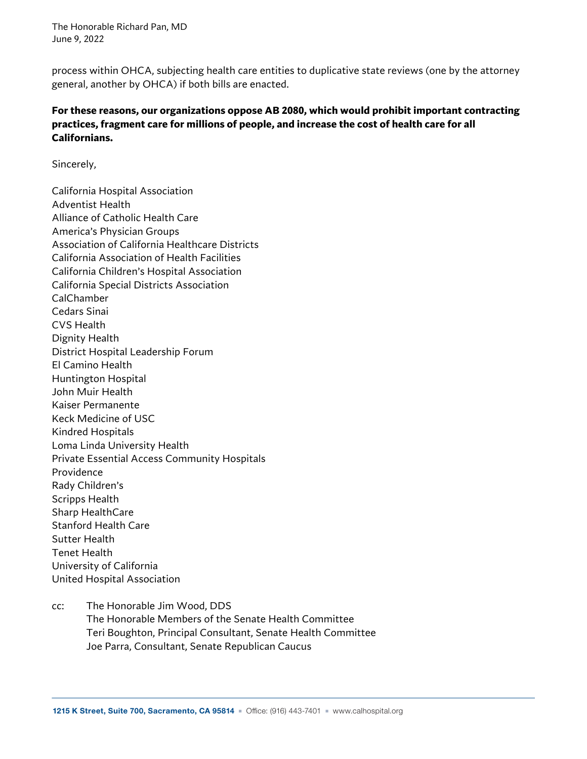process within OHCA, subjecting health care entities to duplicative state reviews (one by the attorney general, another by OHCA) if both bills are enacted.

**For these reasons, our organizations oppose AB 2080, which would prohibit important contracting practices, fragment care for millions of people, and increase the cost of health care for all Californians.**

Sincerely,

California Hospital Association
Adventist Health
Alliance of Catholic Health Care
America's Physician Groups
Association of California Healthcare Districts
California Association of Health Facilities
California Children's Hospital Association
California Special Districts Association
CalChamber
Cedars Sinai
CVS Health
Dignity Health
District Hospital Leadership Forum
El Camino Health
Huntington Hospital
John Muir Health
Kaiser Permanente
Keck Medicine of USC
Kindred Hospitals
Loma Linda University Health
Private Essential Access Community Hospitals
Providence
Rady Children's
Scripps Health
Sharp HealthCare
Stanford Health Care
Sutter Health
Tenet Health
University of California
United Hospital Association

cc: The Honorable Jim Wood, DDS
The Honorable Members of the Senate Health Committee
Teri Boughton, Principal Consultant, Senate Health Committee
Joe Parra, Consultant, Senate Republican Caucus